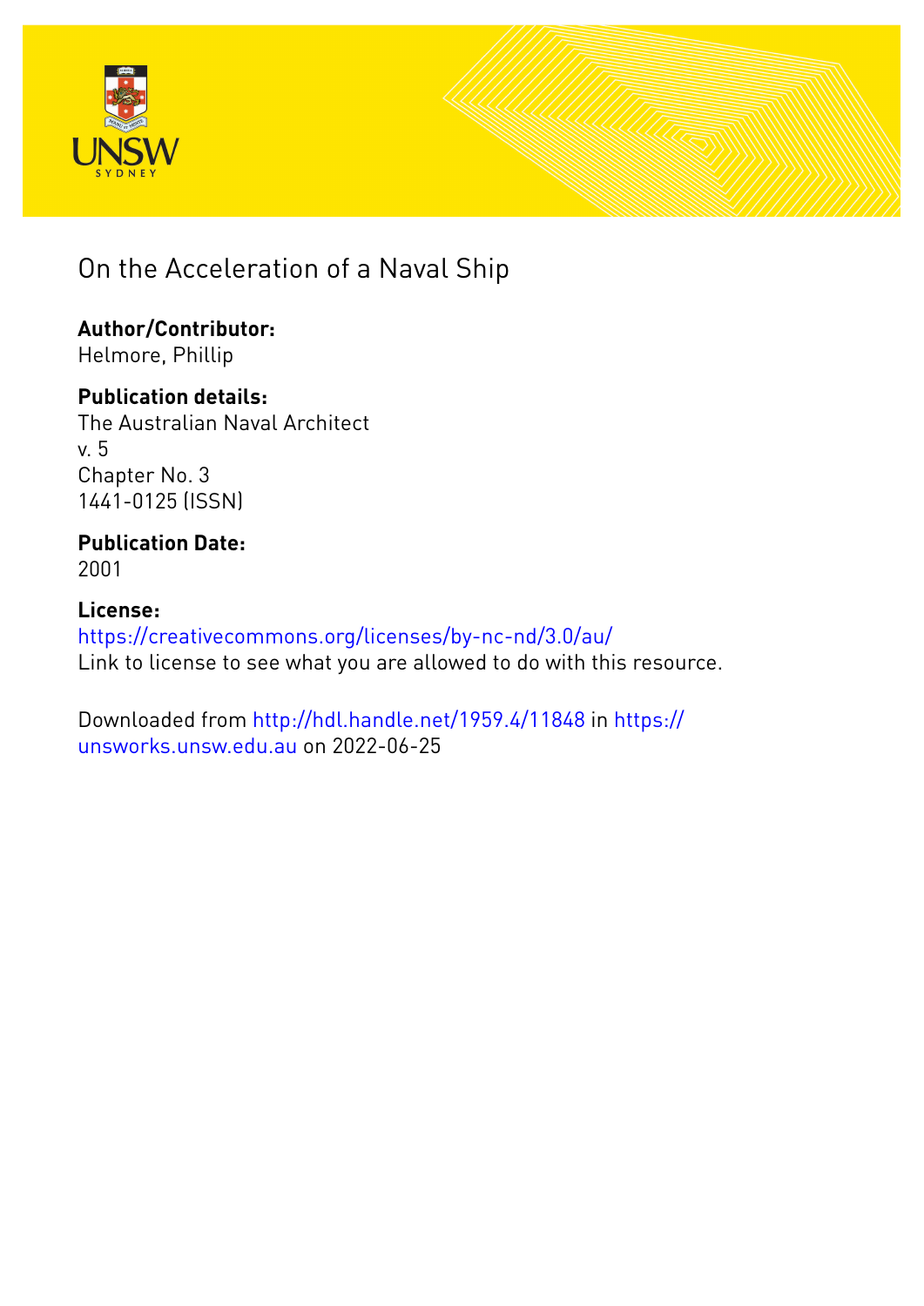# On the Acceleration of a Naval Ship

**Author/Contributor:**
Helmore, Phillip

**Publication details:**
The Australian Naval Architect
v. 5
Chapter No. 3
1441-0125 (ISSN)

**Publication Date:**
2001

**License:**
https://creativecommons.org/licenses/by-nc-nd/3.0/au/
Link to license to see what you are allowed to do with this resource.

Downloaded from http://hdl.handle.net/1959.4/11848 in https://unsworks.unsw.edu.au on 2022-06-25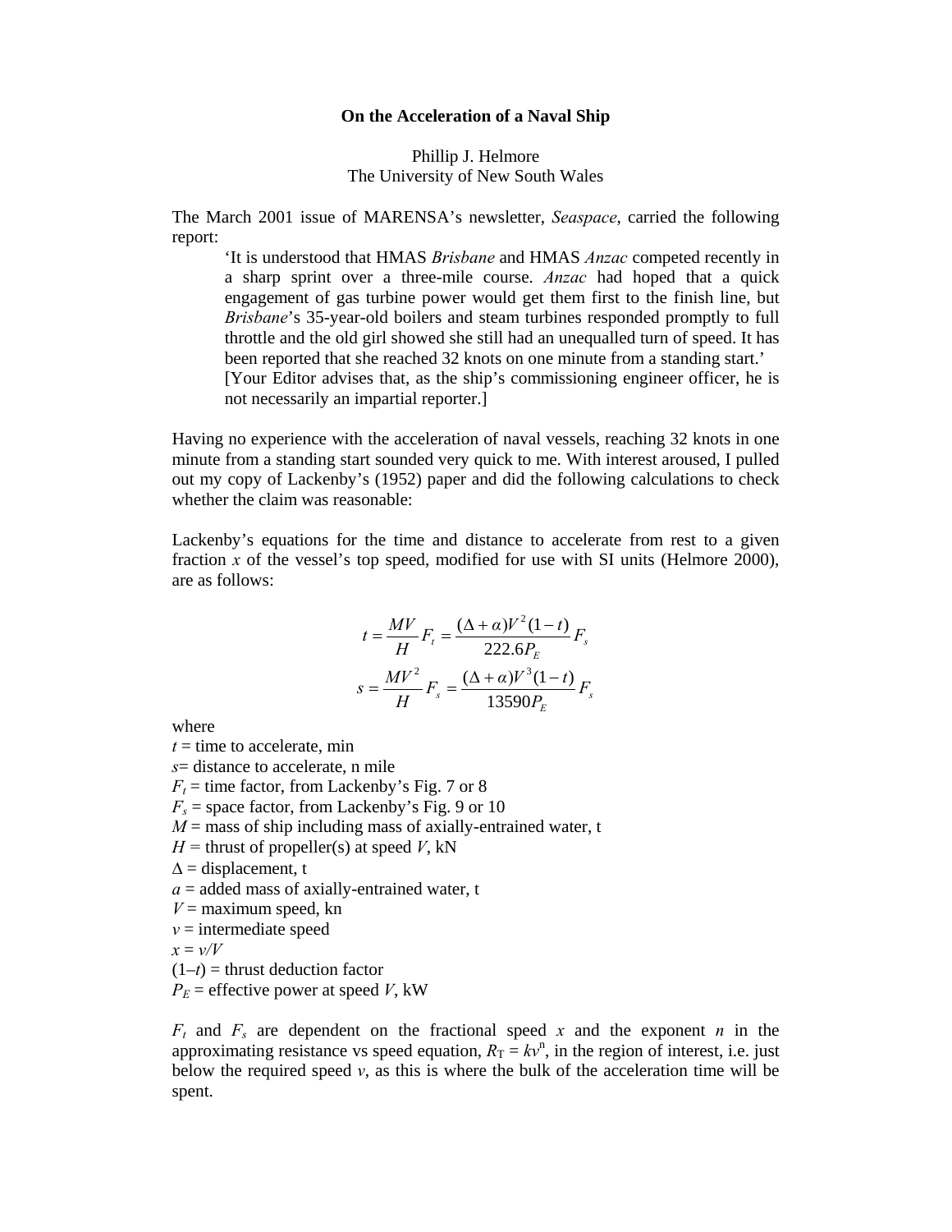**On the Acceleration of a Naval Ship**

Phillip J. Helmore
The University of New South Wales

The March 2001 issue of MARENSA's newsletter, *Seaspace*, carried the following report:

> 'It is understood that HMAS *Brisbane* and HMAS *Anzac* competed recently in a sharp sprint over a three-mile course. *Anzac* had hoped that a quick engagement of gas turbine power would get them first to the finish line, but *Brisbane*'s 35-year-old boilers and steam turbines responded promptly to full throttle and the old girl showed she still had an unequalled turn of speed. It has been reported that she reached 32 knots on one minute from a standing start.'
> [Your Editor advises that, as the ship's commissioning engineer officer, he is not necessarily an impartial reporter.]

Having no experience with the acceleration of naval vessels, reaching 32 knots in one minute from a standing start sounded very quick to me. With interest aroused, I pulled out my copy of Lackenby's (1952) paper and did the following calculations to check whether the claim was reasonable:

Lackenby's equations for the time and distance to accelerate from rest to a given fraction $x$ of the vessel's top speed, modified for use with SI units (Helmore 2000), are as follows:

$$t = \frac{MV}{H} F_t = \frac{(\Delta + \alpha)V^2(1-t)}{222.6 P_E} F_s$$

$$s = \frac{MV^2}{H} F_s = \frac{(\Delta + \alpha)V^3(1-t)}{13590 P_E} F_s$$

where

$t$ = time to accelerate, min
$s$= distance to accelerate, n mile
$F_t$ = time factor, from Lackenby's Fig. 7 or 8
$F_s$ = space factor, from Lackenby's Fig. 9 or 10
$M$ = mass of ship including mass of axially-entrained water, t
$H$ = thrust of propeller(s) at speed $V$, kN
$\Delta$ = displacement, t
$a$ = added mass of axially-entrained water, t
$V$ = maximum speed, kn
$v$ = intermediate speed
$x = v/V$
$(1–t)$ = thrust deduction factor
$P_E$ = effective power at speed $V$, kW

$F_t$ and $F_s$ are dependent on the fractional speed $x$ and the exponent $n$ in the approximating resistance vs speed equation, $R_T = kv^n$, in the region of interest, i.e. just below the required speed $v$, as this is where the bulk of the acceleration time will be spent.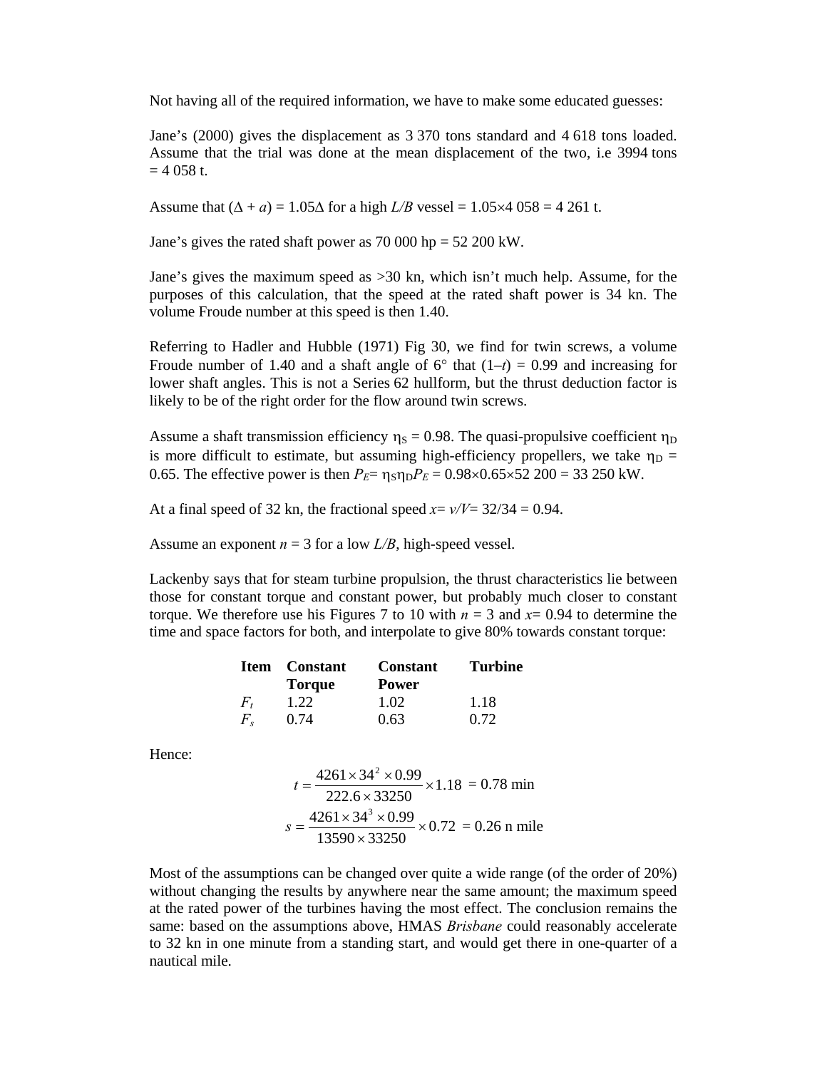Not having all of the required information, we have to make some educated guesses:

Jane's (2000) gives the displacement as 3 370 tons standard and 4 618 tons loaded. Assume that the trial was done at the mean displacement of the two, i.e 3994 tons = 4 058 t.

Assume that $(\Delta + a) = 1.05\Delta$ for a high $L/B$ vessel = 1.05×4 058 = 4 261 t.

Jane's gives the rated shaft power as 70 000 hp = 52 200 kW.

Jane's gives the maximum speed as >30 kn, which isn't much help. Assume, for the purposes of this calculation, that the speed at the rated shaft power is 34 kn. The volume Froude number at this speed is then 1.40.

Referring to Hadler and Hubble (1971) Fig 30, we find for twin screws, a volume Froude number of 1.40 and a shaft angle of 6° that $(1–t)$ = 0.99 and increasing for lower shaft angles. This is not a Series 62 hullform, but the thrust deduction factor is likely to be of the right order for the flow around twin screws.

Assume a shaft transmission efficiency $\eta_S$ = 0.98. The quasi-propulsive coefficient $\eta_D$ is more difficult to estimate, but assuming high-efficiency propellers, we take $\eta_D$ = 0.65. The effective power is then $P_E = \eta_S\eta_D P_E$ = 0.98×0.65×52 200 = 33 250 kW.

At a final speed of 32 kn, the fractional speed $x = v/V$ = 32/34 = 0.94.

Assume an exponent $n$ = 3 for a low $L/B$, high-speed vessel.

Lackenby says that for steam turbine propulsion, the thrust characteristics lie between those for constant torque and constant power, but probably much closer to constant torque. We therefore use his Figures 7 to 10 with $n$ = 3 and $x$= 0.94 to determine the time and space factors for both, and interpolate to give 80% towards constant torque:

| **Item** | **Constant Torque** | **Constant Power** | **Turbine** |
|---|---|---|---|
| $F_t$ | 1.22 | 1.02 | 1.18 |
| $F_s$ | 0.74 | 0.63 | 0.72 |

Hence:

$$t = \frac{4261 \times 34^2 \times 0.99}{222.6 \times 33250} \times 1.18 = 0.78 \text{ min}$$

$$s = \frac{4261 \times 34^3 \times 0.99}{13590 \times 33250} \times 0.72 = 0.26 \text{ n mile}$$

Most of the assumptions can be changed over quite a wide range (of the order of 20%) without changing the results by anywhere near the same amount; the maximum speed at the rated power of the turbines having the most effect. The conclusion remains the same: based on the assumptions above, HMAS *Brisbane* could reasonably accelerate to 32 kn in one minute from a standing start, and would get there in one-quarter of a nautical mile.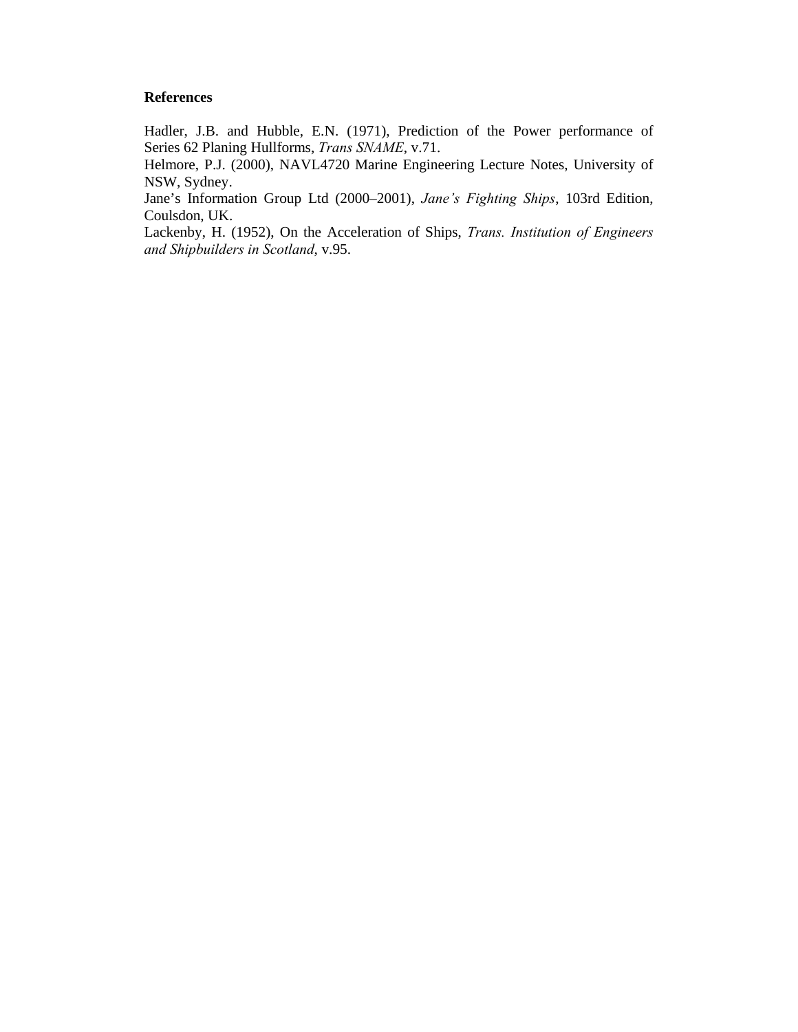**References**

Hadler, J.B. and Hubble, E.N. (1971), Prediction of the Power performance of Series 62 Planing Hullforms, *Trans SNAME*, v.71.

Helmore, P.J. (2000), NAVL4720 Marine Engineering Lecture Notes, University of NSW, Sydney.

Jane's Information Group Ltd (2000–2001), *Jane's Fighting Ships*, 103rd Edition, Coulsdon, UK.

Lackenby, H. (1952), On the Acceleration of Ships, *Trans. Institution of Engineers and Shipbuilders in Scotland*, v.95.